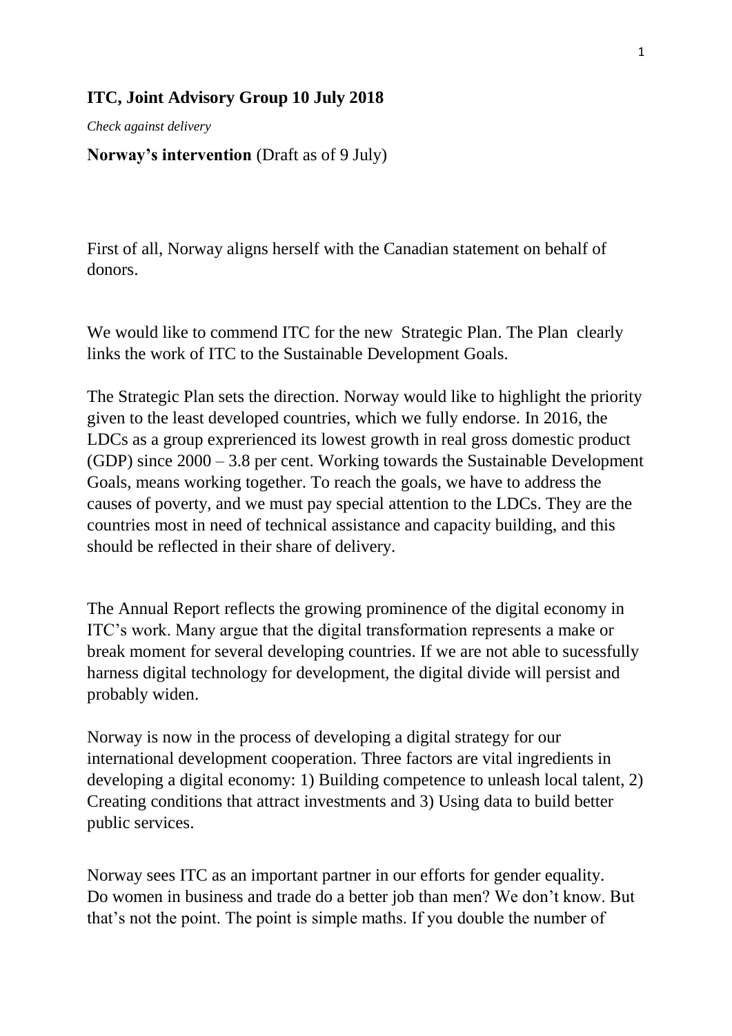**ITC, Joint Advisory Group 10 July 2018**

*Check against delivery*

**Norway's intervention** (Draft as of 9 July)

First of all, Norway aligns herself with the Canadian statement on behalf of donors.

We would like to commend ITC for the new Strategic Plan. The Plan clearly links the work of ITC to the Sustainable Development Goals.

The Strategic Plan sets the direction. Norway would like to highlight the priority given to the least developed countries, which we fully endorse. In 2016, the LDCs as a group exprerienced its lowest growth in real gross domestic product (GDP) since 2000 – 3.8 per cent. Working towards the Sustainable Development Goals, means working together. To reach the goals, we have to address the causes of poverty, and we must pay special attention to the LDCs. They are the countries most in need of technical assistance and capacity building, and this should be reflected in their share of delivery.

The Annual Report reflects the growing prominence of the digital economy in ITC's work. Many argue that the digital transformation represents a make or break moment for several developing countries. If we are not able to sucessfully harness digital technology for development, the digital divide will persist and probably widen.

Norway is now in the process of developing a digital strategy for our international development cooperation. Three factors are vital ingredients in developing a digital economy: 1) Building competence to unleash local talent, 2) Creating conditions that attract investments and 3) Using data to build better public services.

Norway sees ITC as an important partner in our efforts for gender equality. Do women in business and trade do a better job than men? We don't know. But that's not the point. The point is simple maths. If you double the number of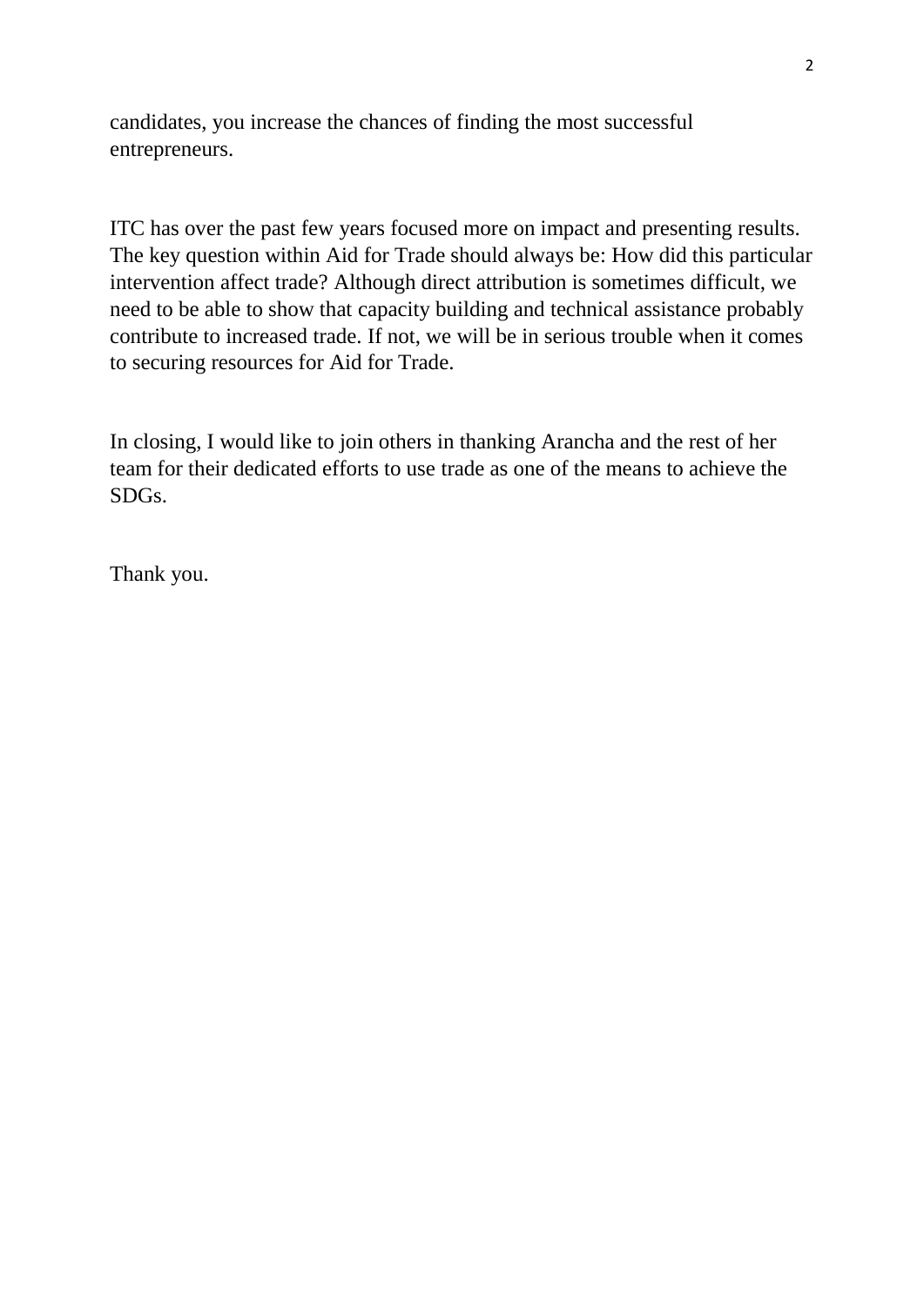candidates, you increase the chances of finding the most successful entrepreneurs.

ITC has over the past few years focused more on impact and presenting results. The key question within Aid for Trade should always be: How did this particular intervention affect trade? Although direct attribution is sometimes difficult, we need to be able to show that capacity building and technical assistance probably contribute to increased trade. If not, we will be in serious trouble when it comes to securing resources for Aid for Trade.

In closing, I would like to join others in thanking Arancha and the rest of her team for their dedicated efforts to use trade as one of the means to achieve the SDGs.

Thank you.